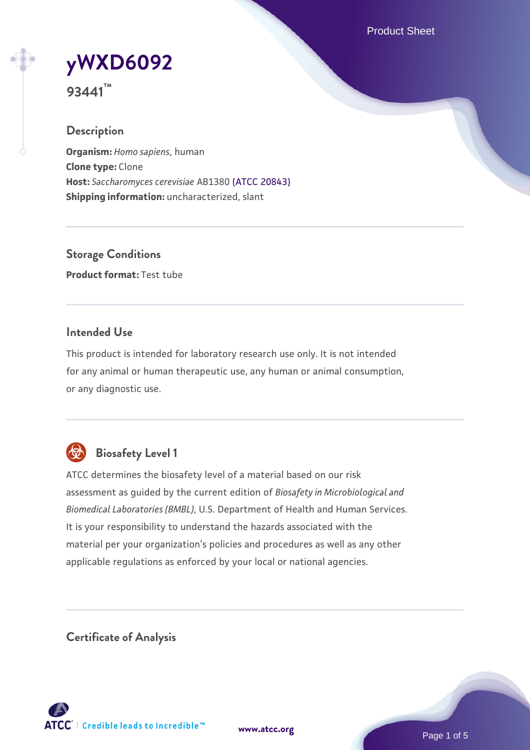# yWXD6092

**93441™**

## Description

**Organism:** *Homo sapiens*, human
**Clone type:** Clone
**Host:** *Saccharomyces cerevisiae* AB1380 (ATCC 20843)
**Shipping information:** uncharacterized, slant

## Storage Conditions

**Product format:** Test tube

## Intended Use

This product is intended for laboratory research use only. It is not intended for any animal or human therapeutic use, any human or animal consumption, or any diagnostic use.

## Biosafety Level 1

ATCC determines the biosafety level of a material based on our risk assessment as guided by the current edition of *Biosafety in Microbiological and Biomedical Laboratories (BMBL)*, U.S. Department of Health and Human Services. It is your responsibility to understand the hazards associated with the material per your organization's policies and procedures as well as any other applicable regulations as enforced by your local or national agencies.

## Certificate of Analysis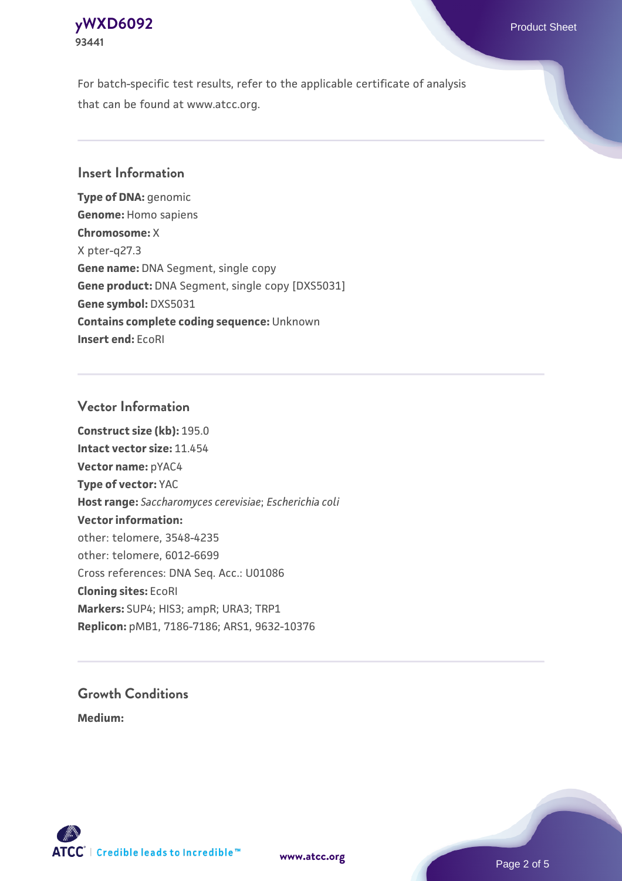For batch-specific test results, refer to the applicable certificate of analysis that can be found at www.atcc.org.

## Insert Information

**Type of DNA:** genomic
**Genome:** Homo sapiens
**Chromosome:** X
X pter-q27.3
**Gene name:** DNA Segment, single copy
**Gene product:** DNA Segment, single copy [DXS5031]
**Gene symbol:** DXS5031
**Contains complete coding sequence:** Unknown
**Insert end:** EcoRI

## Vector Information

**Construct size (kb):** 195.0
**Intact vector size:** 11.454
**Vector name:** pYAC4
**Type of vector:** YAC
**Host range:** *Saccharomyces cerevisiae*; *Escherichia coli*
**Vector information:**
other: telomere, 3548-4235
other: telomere, 6012-6699
Cross references: DNA Seq. Acc.: U01086
**Cloning sites:** EcoRI
**Markers:** SUP4; HIS3; ampR; URA3; TRP1
**Replicon:** pMB1, 7186-7186; ARS1, 9632-10376

## Growth Conditions

**Medium:**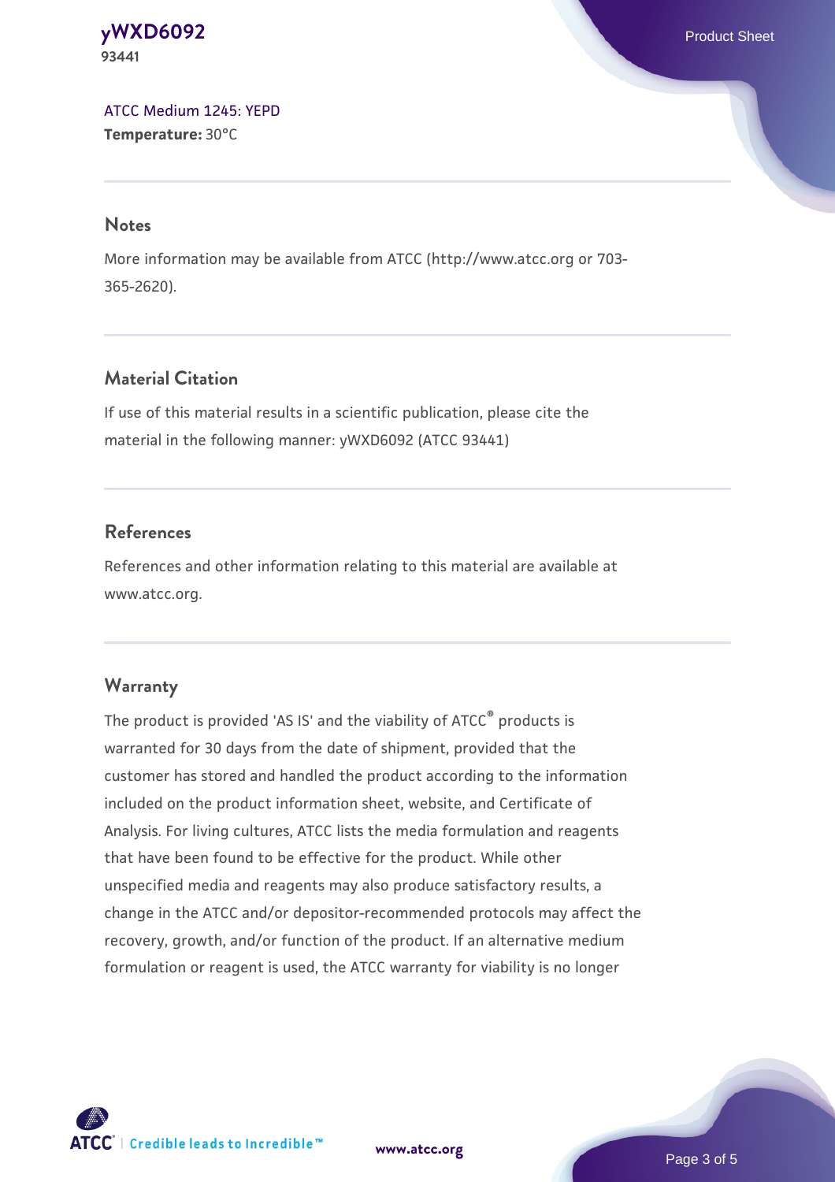ATCC Medium 1245: YEPD
**Temperature:** 30°C

## Notes

More information may be available from ATCC (http://www.atcc.org or 703-365-2620).

## Material Citation

If use of this material results in a scientific publication, please cite the material in the following manner: yWXD6092 (ATCC 93441)

## References

References and other information relating to this material are available at www.atcc.org.

## Warranty

The product is provided 'AS IS' and the viability of ATCC® products is warranted for 30 days from the date of shipment, provided that the customer has stored and handled the product according to the information included on the product information sheet, website, and Certificate of Analysis. For living cultures, ATCC lists the media formulation and reagents that have been found to be effective for the product. While other unspecified media and reagents may also produce satisfactory results, a change in the ATCC and/or depositor-recommended protocols may affect the recovery, growth, and/or function of the product. If an alternative medium formulation or reagent is used, the ATCC warranty for viability is no longer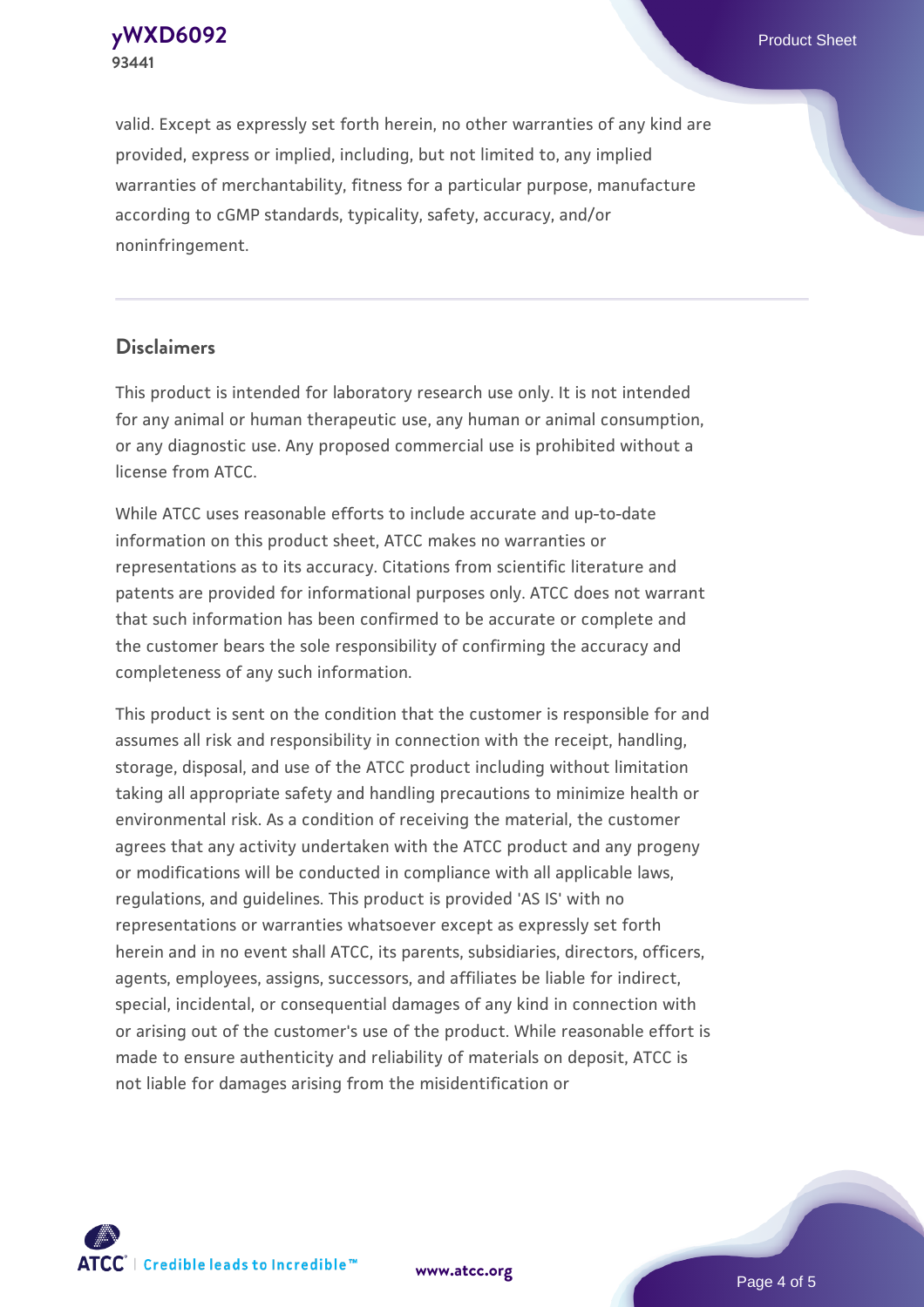valid. Except as expressly set forth herein, no other warranties of any kind are provided, express or implied, including, but not limited to, any implied warranties of merchantability, fitness for a particular purpose, manufacture according to cGMP standards, typicality, safety, accuracy, and/or noninfringement.

## Disclaimers

This product is intended for laboratory research use only. It is not intended for any animal or human therapeutic use, any human or animal consumption, or any diagnostic use. Any proposed commercial use is prohibited without a license from ATCC.

While ATCC uses reasonable efforts to include accurate and up-to-date information on this product sheet, ATCC makes no warranties or representations as to its accuracy. Citations from scientific literature and patents are provided for informational purposes only. ATCC does not warrant that such information has been confirmed to be accurate or complete and the customer bears the sole responsibility of confirming the accuracy and completeness of any such information.

This product is sent on the condition that the customer is responsible for and assumes all risk and responsibility in connection with the receipt, handling, storage, disposal, and use of the ATCC product including without limitation taking all appropriate safety and handling precautions to minimize health or environmental risk. As a condition of receiving the material, the customer agrees that any activity undertaken with the ATCC product and any progeny or modifications will be conducted in compliance with all applicable laws, regulations, and guidelines. This product is provided 'AS IS' with no representations or warranties whatsoever except as expressly set forth herein and in no event shall ATCC, its parents, subsidiaries, directors, officers, agents, employees, assigns, successors, and affiliates be liable for indirect, special, incidental, or consequential damages of any kind in connection with or arising out of the customer's use of the product. While reasonable effort is made to ensure authenticity and reliability of materials on deposit, ATCC is not liable for damages arising from the misidentification or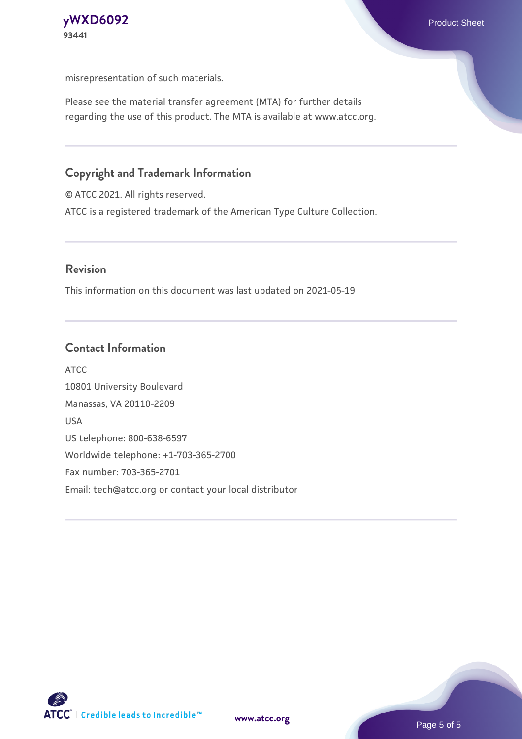misrepresentation of such materials.

Please see the material transfer agreement (MTA) for further details regarding the use of this product. The MTA is available at www.atcc.org.

## Copyright and Trademark Information

© ATCC 2021. All rights reserved.

ATCC is a registered trademark of the American Type Culture Collection.

## Revision

This information on this document was last updated on 2021-05-19

## Contact Information

ATCC
10801 University Boulevard
Manassas, VA 20110-2209
USA
US telephone: 800-638-6597
Worldwide telephone: +1-703-365-2700
Fax number: 703-365-2701
Email: tech@atcc.org or contact your local distributor